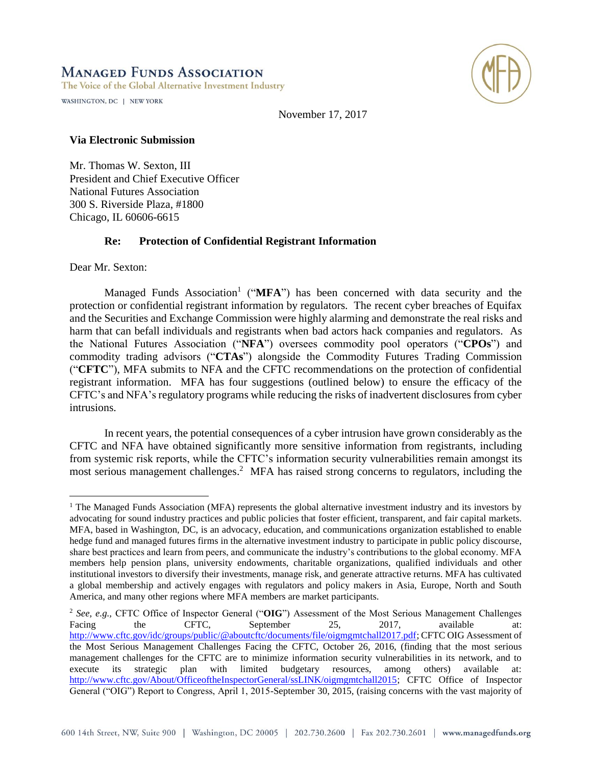# Managed Funds Association

The Voice of the Global Alternative Investment Industry

WASHINGTON, DC | NEW YORK

November 17, 2017

**Via Electronic Submission**

Mr. Thomas W. Sexton, III
President and Chief Executive Officer
National Futures Association
300 S. Riverside Plaza, #1800
Chicago, IL 60606-6615

**Re: Protection of Confidential Registrant Information**

Dear Mr. Sexton:

Managed Funds Association[1] ("**MFA**") has been concerned with data security and the protection or confidential registrant information by regulators. The recent cyber breaches of Equifax and the Securities and Exchange Commission were highly alarming and demonstrate the real risks and harm that can befall individuals and registrants when bad actors hack companies and regulators. As the National Futures Association ("**NFA**") oversees commodity pool operators ("**CPOs**") and commodity trading advisors ("**CTAs**") alongside the Commodity Futures Trading Commission ("**CFTC**"), MFA submits to NFA and the CFTC recommendations on the protection of confidential registrant information. MFA has four suggestions (outlined below) to ensure the efficacy of the CFTC's and NFA's regulatory programs while reducing the risks of inadvertent disclosures from cyber intrusions.

In recent years, the potential consequences of a cyber intrusion have grown considerably as the CFTC and NFA have obtained significantly more sensitive information from registrants, including from systemic risk reports, while the CFTC's information security vulnerabilities remain amongst its most serious management challenges.[2] MFA has raised strong concerns to regulators, including the

---

[1] The Managed Funds Association (MFA) represents the global alternative investment industry and its investors by advocating for sound industry practices and public policies that foster efficient, transparent, and fair capital markets. MFA, based in Washington, DC, is an advocacy, education, and communications organization established to enable hedge fund and managed futures firms in the alternative investment industry to participate in public policy discourse, share best practices and learn from peers, and communicate the industry's contributions to the global economy. MFA members help pension plans, university endowments, charitable organizations, qualified individuals and other institutional investors to diversify their investments, manage risk, and generate attractive returns. MFA has cultivated a global membership and actively engages with regulators and policy makers in Asia, Europe, North and South America, and many other regions where MFA members are market participants.

[2] *See, e.g.,* CFTC Office of Inspector General ("**OIG**") Assessment of the Most Serious Management Challenges Facing the CFTC, September 25, 2017, available at: http://www.cftc.gov/idc/groups/public/@aboutcftc/documents/file/oigmgmtchall2017.pdf; CFTC OIG Assessment of the Most Serious Management Challenges Facing the CFTC, October 26, 2016, (finding that the most serious management challenges for the CFTC are to minimize information security vulnerabilities in its network, and to execute its strategic plan with limited budgetary resources, among others) available at: http://www.cftc.gov/About/OfficeoftheInspectorGeneral/ssLINK/oigmgmtchall2015; CFTC Office of Inspector General ("OIG") Report to Congress, April 1, 2015-September 30, 2015, (raising concerns with the vast majority of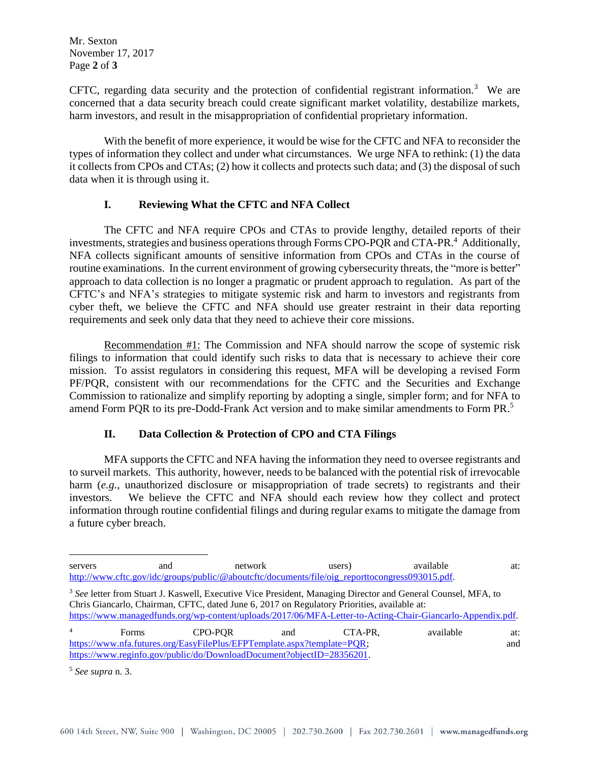CFTC, regarding data security and the protection of confidential registrant information.[3] We are concerned that a data security breach could create significant market volatility, destabilize markets, harm investors, and result in the misappropriation of confidential proprietary information.

With the benefit of more experience, it would be wise for the CFTC and NFA to reconsider the types of information they collect and under what circumstances. We urge NFA to rethink: (1) the data it collects from CPOs and CTAs; (2) how it collects and protects such data; and (3) the disposal of such data when it is through using it.

## I. Reviewing What the CFTC and NFA Collect

The CFTC and NFA require CPOs and CTAs to provide lengthy, detailed reports of their investments, strategies and business operations through Forms CPO-PQR and CTA-PR.[4] Additionally, NFA collects significant amounts of sensitive information from CPOs and CTAs in the course of routine examinations. In the current environment of growing cybersecurity threats, the "more is better" approach to data collection is no longer a pragmatic or prudent approach to regulation. As part of the CFTC's and NFA's strategies to mitigate systemic risk and harm to investors and registrants from cyber theft, we believe the CFTC and NFA should use greater restraint in their data reporting requirements and seek only data that they need to achieve their core missions.

Recommendation #1: The Commission and NFA should narrow the scope of systemic risk filings to information that could identify such risks to data that is necessary to achieve their core mission. To assist regulators in considering this request, MFA will be developing a revised Form PF/PQR, consistent with our recommendations for the CFTC and the Securities and Exchange Commission to rationalize and simplify reporting by adopting a single, simpler form; and for NFA to amend Form PQR to its pre-Dodd-Frank Act version and to make similar amendments to Form PR.[5]

## II. Data Collection & Protection of CPO and CTA Filings

MFA supports the CFTC and NFA having the information they need to oversee registrants and to surveil markets. This authority, however, needs to be balanced with the potential risk of irrevocable harm (*e.g.*, unauthorized disclosure or misappropriation of trade secrets) to registrants and their investors. We believe the CFTC and NFA should each review how they collect and protect information through routine confidential filings and during regular exams to mitigate the damage from a future cyber breach.

---

servers and network users) available at: http://www.cftc.gov/idc/groups/public/@aboutcftc/documents/file/oig_reporttocongress093015.pdf.

[3] *See* letter from Stuart J. Kaswell, Executive Vice President, Managing Director and General Counsel, MFA, to Chris Giancarlo, Chairman, CFTC, dated June 6, 2017 on Regulatory Priorities, available at: https://www.managedfunds.org/wp-content/uploads/2017/06/MFA-Letter-to-Acting-Chair-Giancarlo-Appendix.pdf.

[4] Forms CPO-PQR and CTA-PR, available at: https://www.nfa.futures.org/EasyFilePlus/EFPTemplate.aspx?template=PQR; and https://www.reginfo.gov/public/do/DownloadDocument?objectID=28356201.

[5] *See supra* n. 3.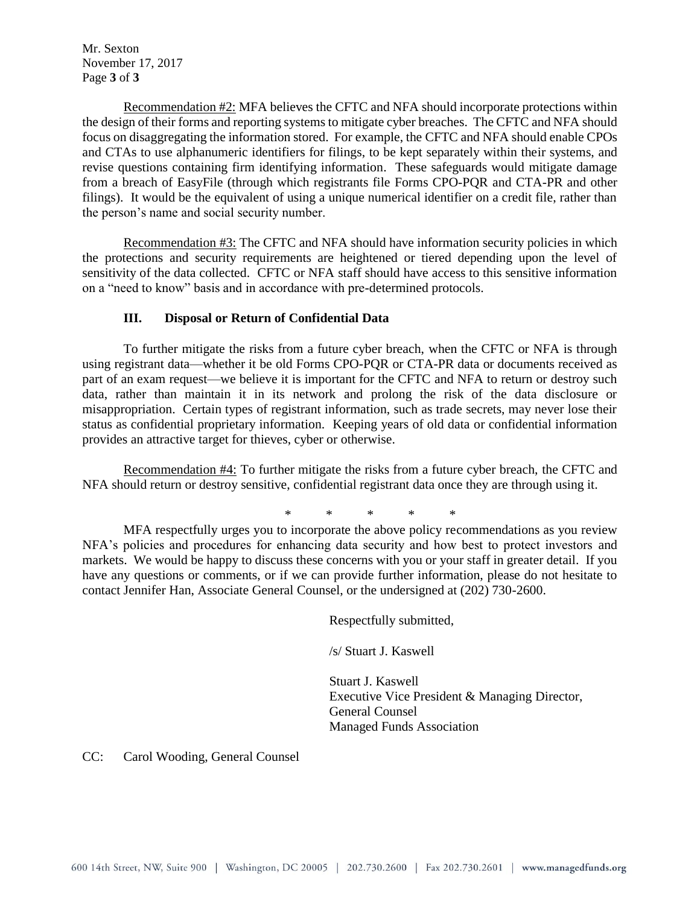Recommendation #2: MFA believes the CFTC and NFA should incorporate protections within the design of their forms and reporting systems to mitigate cyber breaches. The CFTC and NFA should focus on disaggregating the information stored. For example, the CFTC and NFA should enable CPOs and CTAs to use alphanumeric identifiers for filings, to be kept separately within their systems, and revise questions containing firm identifying information. These safeguards would mitigate damage from a breach of EasyFile (through which registrants file Forms CPO-PQR and CTA-PR and other filings). It would be the equivalent of using a unique numerical identifier on a credit file, rather than the person's name and social security number.

Recommendation #3: The CFTC and NFA should have information security policies in which the protections and security requirements are heightened or tiered depending upon the level of sensitivity of the data collected. CFTC or NFA staff should have access to this sensitive information on a "need to know" basis and in accordance with pre-determined protocols.

## III. Disposal or Return of Confidential Data

To further mitigate the risks from a future cyber breach, when the CFTC or NFA is through using registrant data—whether it be old Forms CPO-PQR or CTA-PR data or documents received as part of an exam request—we believe it is important for the CFTC and NFA to return or destroy such data, rather than maintain it in its network and prolong the risk of the data disclosure or misappropriation. Certain types of registrant information, such as trade secrets, may never lose their status as confidential proprietary information. Keeping years of old data or confidential information provides an attractive target for thieves, cyber or otherwise.

Recommendation #4: To further mitigate the risks from a future cyber breach, the CFTC and NFA should return or destroy sensitive, confidential registrant data once they are through using it.

\* \* \* \* \*

MFA respectfully urges you to incorporate the above policy recommendations as you review NFA's policies and procedures for enhancing data security and how best to protect investors and markets. We would be happy to discuss these concerns with you or your staff in greater detail. If you have any questions or comments, or if we can provide further information, please do not hesitate to contact Jennifer Han, Associate General Counsel, or the undersigned at (202) 730-2600.

Respectfully submitted,

/s/ Stuart J. Kaswell

Stuart J. Kaswell
Executive Vice President & Managing Director,
General Counsel
Managed Funds Association

CC: Carol Wooding, General Counsel